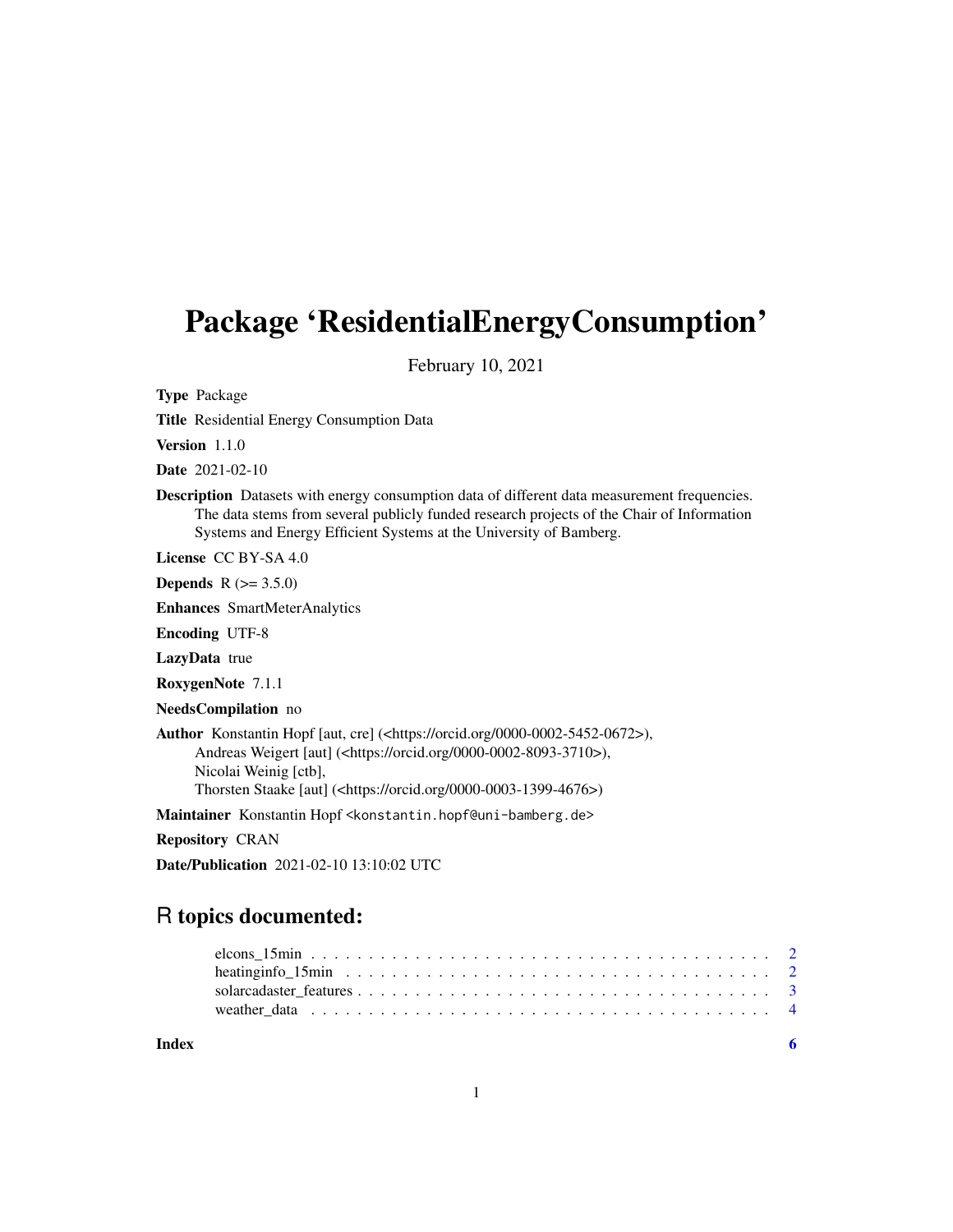# Package 'ResidentialEnergyConsumption'

February 10, 2021

**Type** Package

**Title** Residential Energy Consumption Data

**Version** 1.1.0

**Date** 2021-02-10

**Description** Datasets with energy consumption data of different data measurement frequencies. The data stems from several publicly funded research projects of the Chair of Information Systems and Energy Efficient Systems at the University of Bamberg.

**License** CC BY-SA 4.0

**Depends** R (>= 3.5.0)

**Enhances** SmartMeterAnalytics

**Encoding** UTF-8

**LazyData** true

**RoxygenNote** 7.1.1

**NeedsCompilation** no

**Author** Konstantin Hopf [aut, cre] (<https://orcid.org/0000-0002-5452-0672>), Andreas Weigert [aut] (<https://orcid.org/0000-0002-8093-3710>), Nicolai Weinig [ctb], Thorsten Staake [aut] (<https://orcid.org/0000-0003-1399-4676>)

**Maintainer** Konstantin Hopf <konstantin.hopf@uni-bamberg.de>

**Repository** CRAN

**Date/Publication** 2021-02-10 13:10:02 UTC

## R topics documented:

- elcons_15min . . . . . . . . . . . . . . . . . . . . . . . . . . . . . . . . . . . . . . . . 2
- heatinginfo_15min . . . . . . . . . . . . . . . . . . . . . . . . . . . . . . . . . . . . . . 2
- solarcadaster_features . . . . . . . . . . . . . . . . . . . . . . . . . . . . . . . . . . . . 3
- weather_data . . . . . . . . . . . . . . . . . . . . . . . . . . . . . . . . . . . . . . . . 4

**Index** 6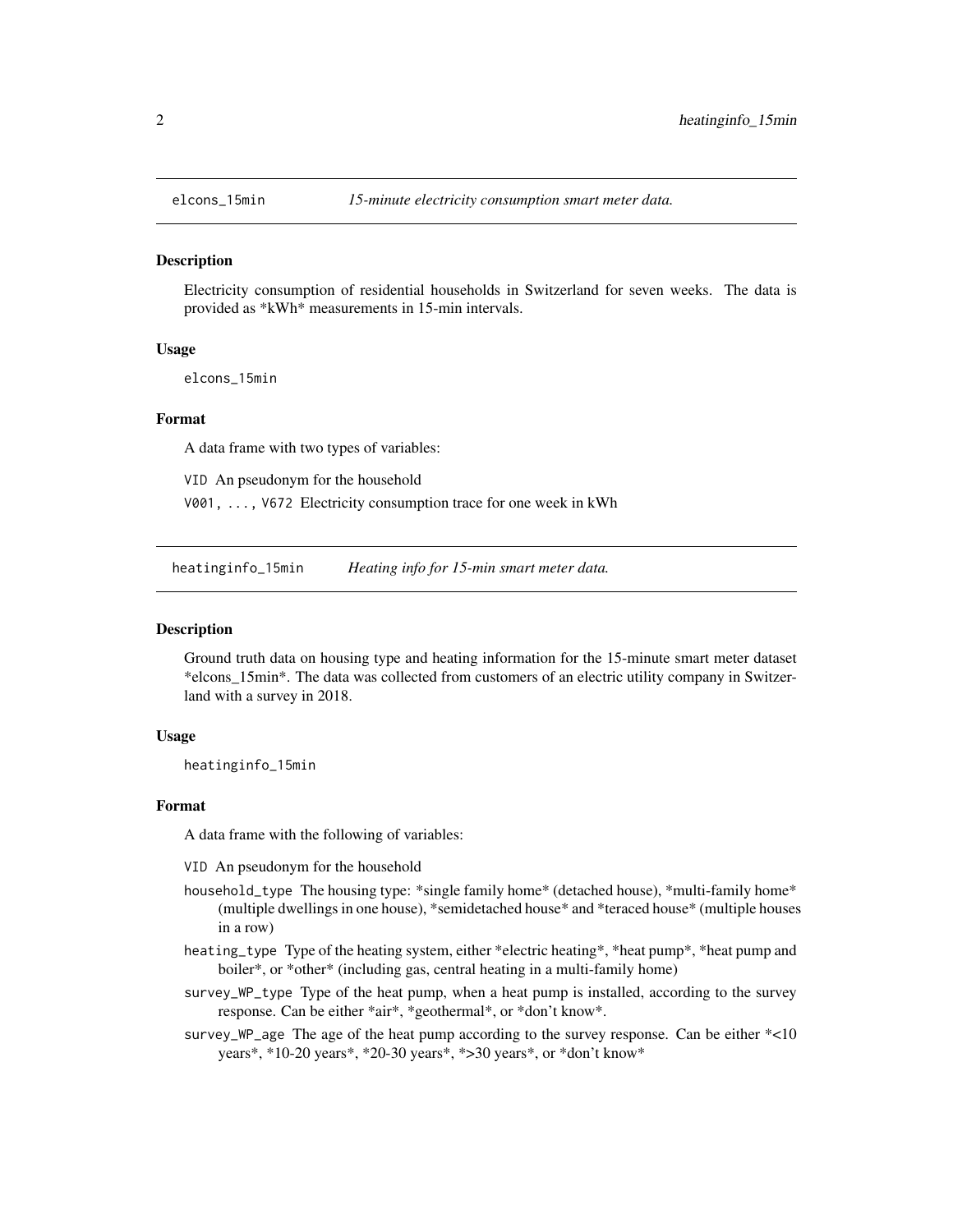## elcons_15min — *15-minute electricity consumption smart meter data.*

### Description

Electricity consumption of residential households in Switzerland for seven weeks. The data is provided as *kWh* measurements in 15-min intervals.

### Usage

```
elcons_15min
```

### Format

A data frame with two types of variables:

- `VID` An pseudonym for the household
- `V001, ..., V672` Electricity consumption trace for one week in kWh

## heatinginfo_15min — *Heating info for 15-min smart meter data.*

### Description

Ground truth data on housing type and heating information for the 15-minute smart meter dataset *elcons_15min*. The data was collected from customers of an electric utility company in Switzerland with a survey in 2018.

### Usage

```
heatinginfo_15min
```

### Format

A data frame with the following of variables:

- `VID` An pseudonym for the household
- `household_type` The housing type: *single family home* (detached house), *multi-family home* (multiple dwellings in one house), *semidetached house* and *teraced house* (multiple houses in a row)
- `heating_type` Type of the heating system, either *electric heating*, *heat pump*, *heat pump and boiler*, or *other* (including gas, central heating in a multi-family home)
- `survey_WP_type` Type of the heat pump, when a heat pump is installed, according to the survey response. Can be either *air*, *geothermal*, or *don't know*.
- `survey_WP_age` The age of the heat pump according to the survey response. Can be either *<10 years*, *10-20 years*, *20-30 years*, *>30 years*, or *don't know*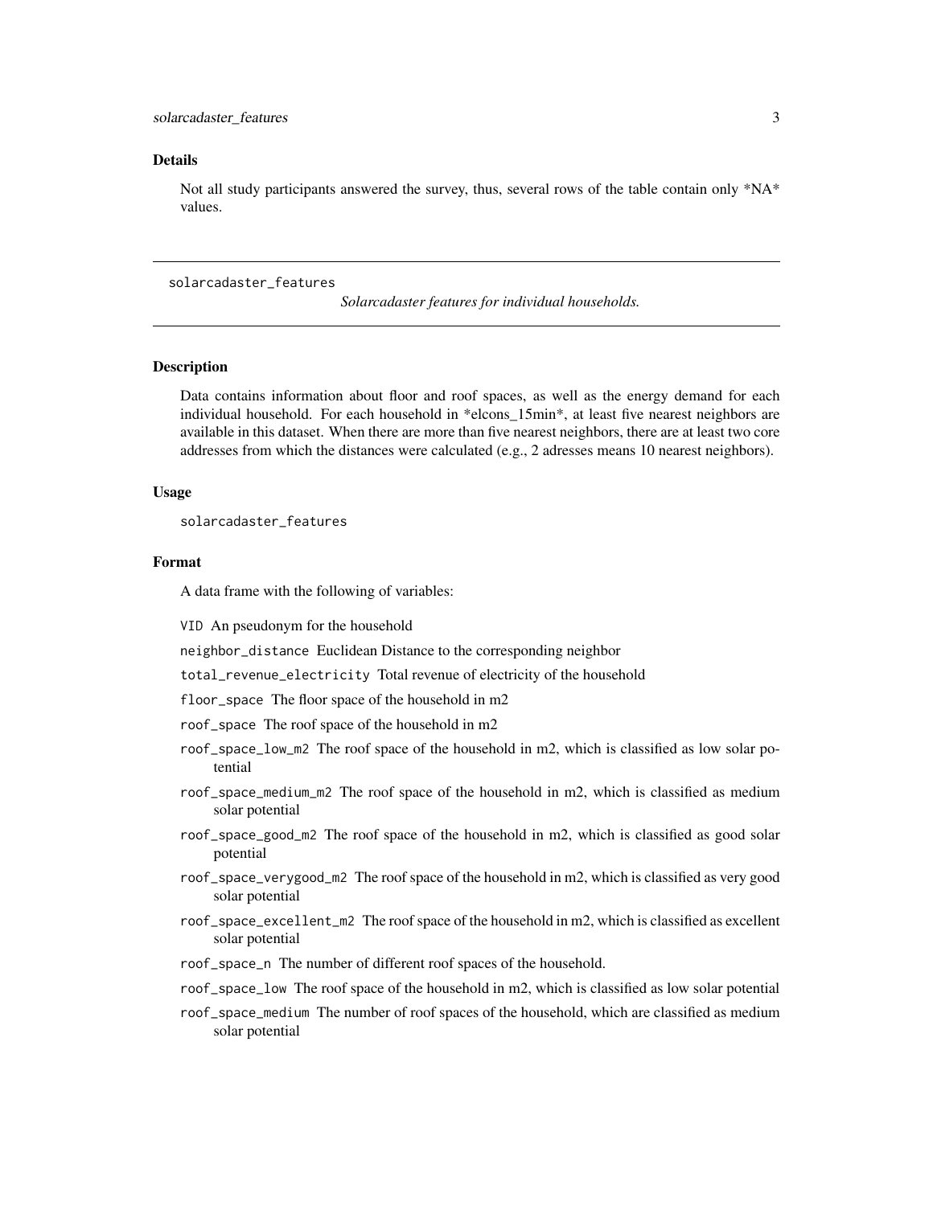## Details

Not all study participants answered the survey, thus, several rows of the table contain only *NA* values.

---

solarcadaster_features &nbsp;&nbsp;&nbsp;&nbsp;&nbsp;&nbsp;&nbsp;&nbsp; *Solarcadaster features for individual households.*

---

## Description

Data contains information about floor and roof spaces, as well as the energy demand for each individual household. For each household in *elcons_15min*, at least five nearest neighbors are available in this dataset. When there are more than five nearest neighbors, there are at least two core addresses from which the distances were calculated (e.g., 2 adresses means 10 nearest neighbors).

## Usage

```
solarcadaster_features
```

## Format

A data frame with the following of variables:

- `VID` An pseudonym for the household
- `neighbor_distance` Euclidean Distance to the corresponding neighbor
- `total_revenue_electricity` Total revenue of electricity of the household
- `floor_space` The floor space of the household in m2
- `roof_space` The roof space of the household in m2
- `roof_space_low_m2` The roof space of the household in m2, which is classified as low solar potential
- `roof_space_medium_m2` The roof space of the household in m2, which is classified as medium solar potential
- `roof_space_good_m2` The roof space of the household in m2, which is classified as good solar potential
- `roof_space_verygood_m2` The roof space of the household in m2, which is classified as very good solar potential
- `roof_space_excellent_m2` The roof space of the household in m2, which is classified as excellent solar potential
- `roof_space_n` The number of different roof spaces of the household.
- `roof_space_low` The roof space of the household in m2, which is classified as low solar potential
- `roof_space_medium` The number of roof spaces of the household, which are classified as medium solar potential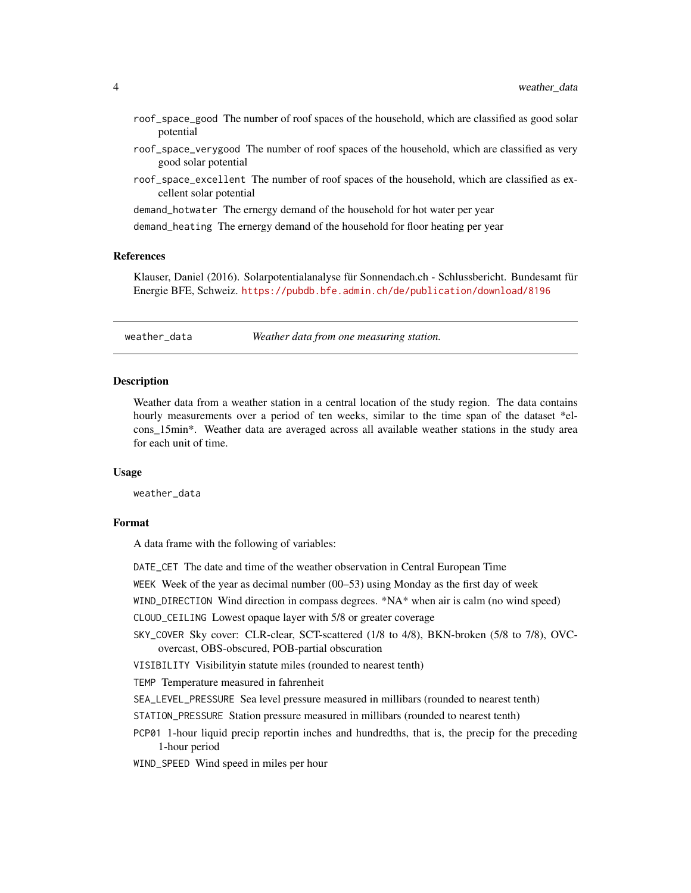roof_space_good The number of roof spaces of the household, which are classified as good solar potential

roof_space_verygood The number of roof spaces of the household, which are classified as very good solar potential

roof_space_excellent The number of roof spaces of the household, which are classified as excellent solar potential

demand_hotwater The ernergy demand of the household for hot water per year

demand_heating The ernergy demand of the household for floor heating per year

### References

Klauser, Daniel (2016). Solarpotentialanalyse für Sonnendach.ch - Schlussbericht. Bundesamt für Energie BFE, Schweiz. https://pubdb.bfe.admin.ch/de/publication/download/8196

---

## weather_data — *Weather data from one measuring station.*

### Description

Weather data from a weather station in a central location of the study region. The data contains hourly measurements over a period of ten weeks, similar to the time span of the dataset *elcons_15min*. Weather data are averaged across all available weather stations in the study area for each unit of time.

### Usage

```
weather_data
```

### Format

A data frame with the following of variables:

DATE_CET The date and time of the weather observation in Central European Time

WEEK Week of the year as decimal number (00–53) using Monday as the first day of week

WIND_DIRECTION Wind direction in compass degrees. *NA* when air is calm (no wind speed)

CLOUD_CEILING Lowest opaque layer with 5/8 or greater coverage

SKY_COVER Sky cover: CLR-clear, SCT-scattered (1/8 to 4/8), BKN-broken (5/8 to 7/8), OVC-overcast, OBS-obscured, POB-partial obscuration

VISIBILITY Visibilityin statute miles (rounded to nearest tenth)

TEMP Temperature measured in fahrenheit

SEA_LEVEL_PRESSURE Sea level pressure measured in millibars (rounded to nearest tenth)

STATION_PRESSURE Station pressure measured in millibars (rounded to nearest tenth)

PCP01 1-hour liquid precip reportin inches and hundredths, that is, the precip for the preceding 1-hour period

WIND_SPEED Wind speed in miles per hour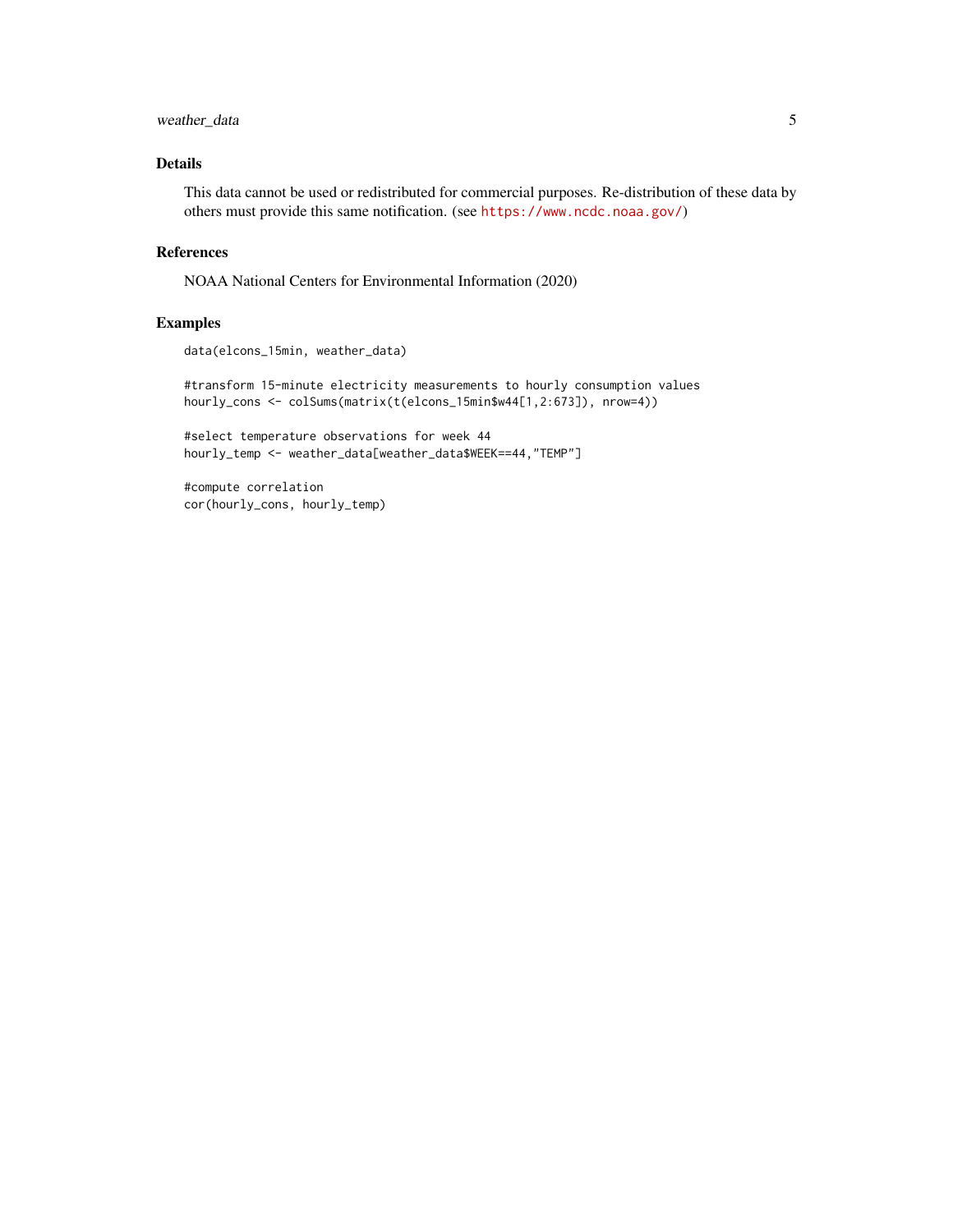## Details

This data cannot be used or redistributed for commercial purposes. Re-distribution of these data by others must provide this same notification. (see https://www.ncdc.noaa.gov/)

## References

NOAA National Centers for Environmental Information (2020)

## Examples

```
data(elcons_15min, weather_data)

#transform 15-minute electricity measurements to hourly consumption values
hourly_cons <- colSums(matrix(t(elcons_15min$w44[1,2:673]), nrow=4))

#select temperature observations for week 44
hourly_temp <- weather_data[weather_data$WEEK==44,"TEMP"]

#compute correlation
cor(hourly_cons, hourly_temp)
```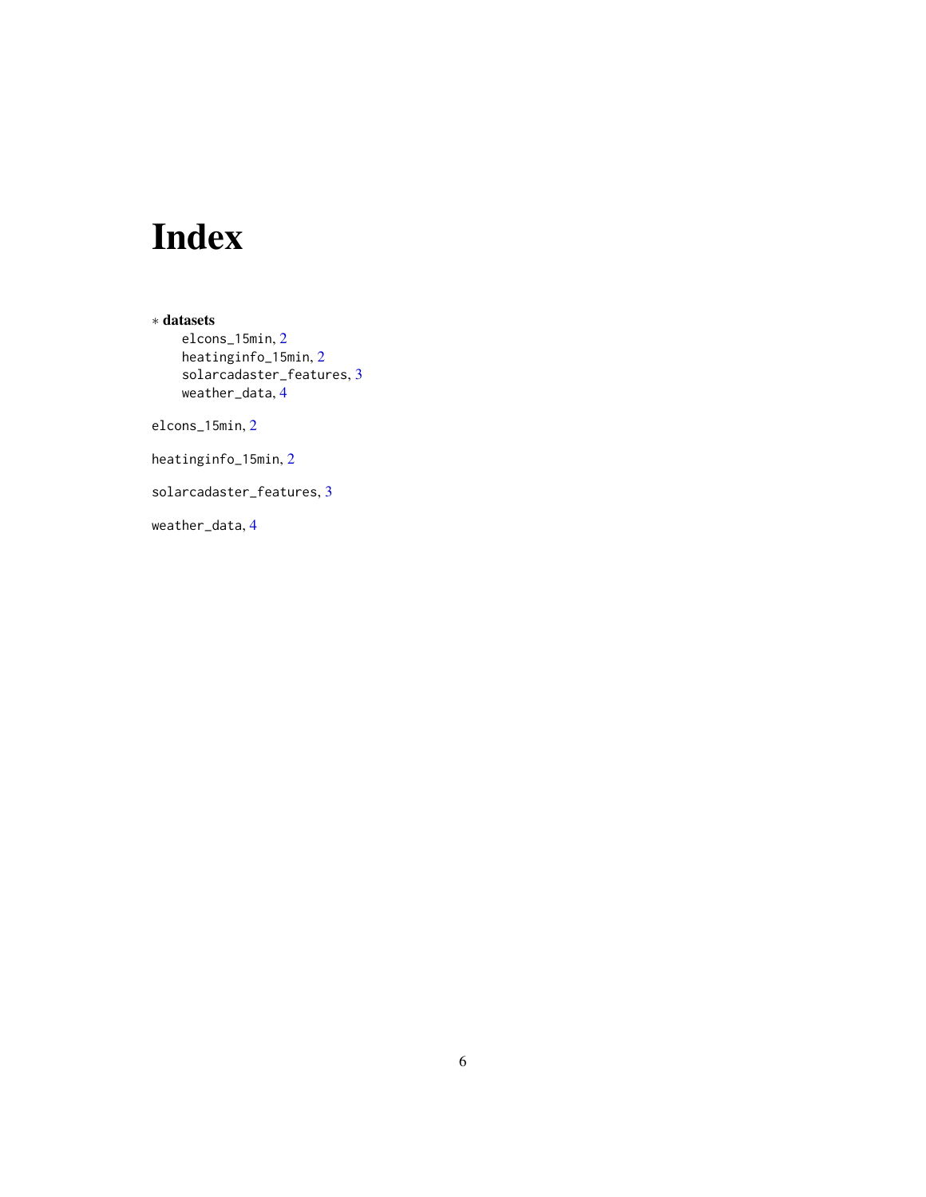# Index

∗ **datasets**
    elcons_15min, 2
    heatinginfo_15min, 2
    solarcadaster_features, 3
    weather_data, 4

elcons_15min, 2

heatinginfo_15min, 2

solarcadaster_features, 3

weather_data, 4